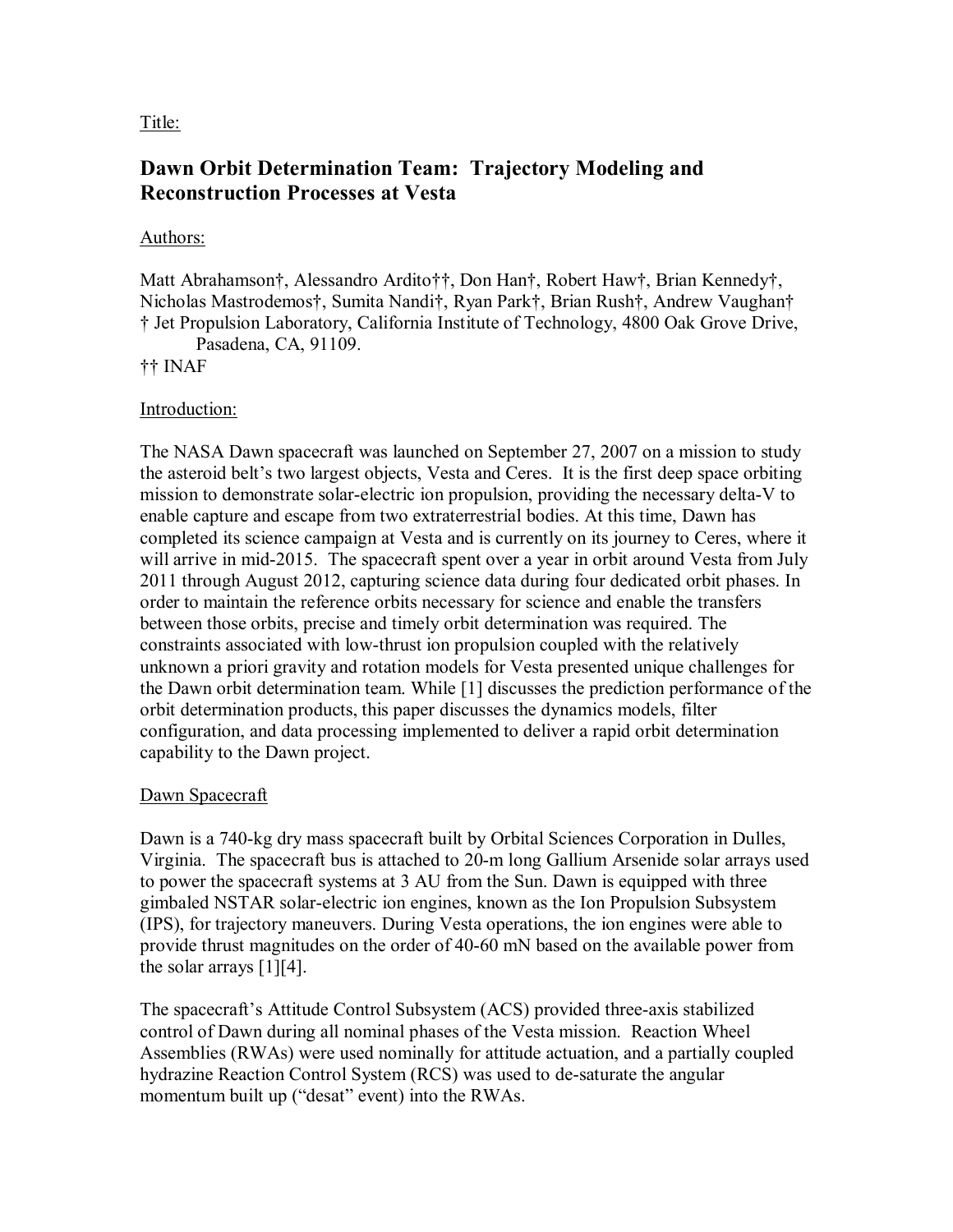Title:

# Dawn Orbit Determination Team: Trajectory Modeling and Reconstruction Processes at Vesta

Authors:

Matt Abrahamson†, Alessandro Ardito††, Don Han†, Robert Haw†, Brian Kennedy†, Nicholas Mastrodemos†, Sumita Nandi†, Ryan Park†, Brian Rush†, Andrew Vaughan†
† Jet Propulsion Laboratory, California Institute of Technology, 4800 Oak Grove Drive, Pasadena, CA, 91109.
†† INAF

Introduction:

The NASA Dawn spacecraft was launched on September 27, 2007 on a mission to study the asteroid belt's two largest objects, Vesta and Ceres. It is the first deep space orbiting mission to demonstrate solar-electric ion propulsion, providing the necessary delta-V to enable capture and escape from two extraterrestrial bodies. At this time, Dawn has completed its science campaign at Vesta and is currently on its journey to Ceres, where it will arrive in mid-2015. The spacecraft spent over a year in orbit around Vesta from July 2011 through August 2012, capturing science data during four dedicated orbit phases. In order to maintain the reference orbits necessary for science and enable the transfers between those orbits, precise and timely orbit determination was required. The constraints associated with low-thrust ion propulsion coupled with the relatively unknown a priori gravity and rotation models for Vesta presented unique challenges for the Dawn orbit determination team. While [1] discusses the prediction performance of the orbit determination products, this paper discusses the dynamics models, filter configuration, and data processing implemented to deliver a rapid orbit determination capability to the Dawn project.

Dawn Spacecraft

Dawn is a 740-kg dry mass spacecraft built by Orbital Sciences Corporation in Dulles, Virginia. The spacecraft bus is attached to 20-m long Gallium Arsenide solar arrays used to power the spacecraft systems at 3 AU from the Sun. Dawn is equipped with three gimbaled NSTAR solar-electric ion engines, known as the Ion Propulsion Subsystem (IPS), for trajectory maneuvers. During Vesta operations, the ion engines were able to provide thrust magnitudes on the order of 40-60 mN based on the available power from the solar arrays [1][4].

The spacecraft's Attitude Control Subsystem (ACS) provided three-axis stabilized control of Dawn during all nominal phases of the Vesta mission. Reaction Wheel Assemblies (RWAs) were used nominally for attitude actuation, and a partially coupled hydrazine Reaction Control System (RCS) was used to de-saturate the angular momentum built up ("desat" event) into the RWAs.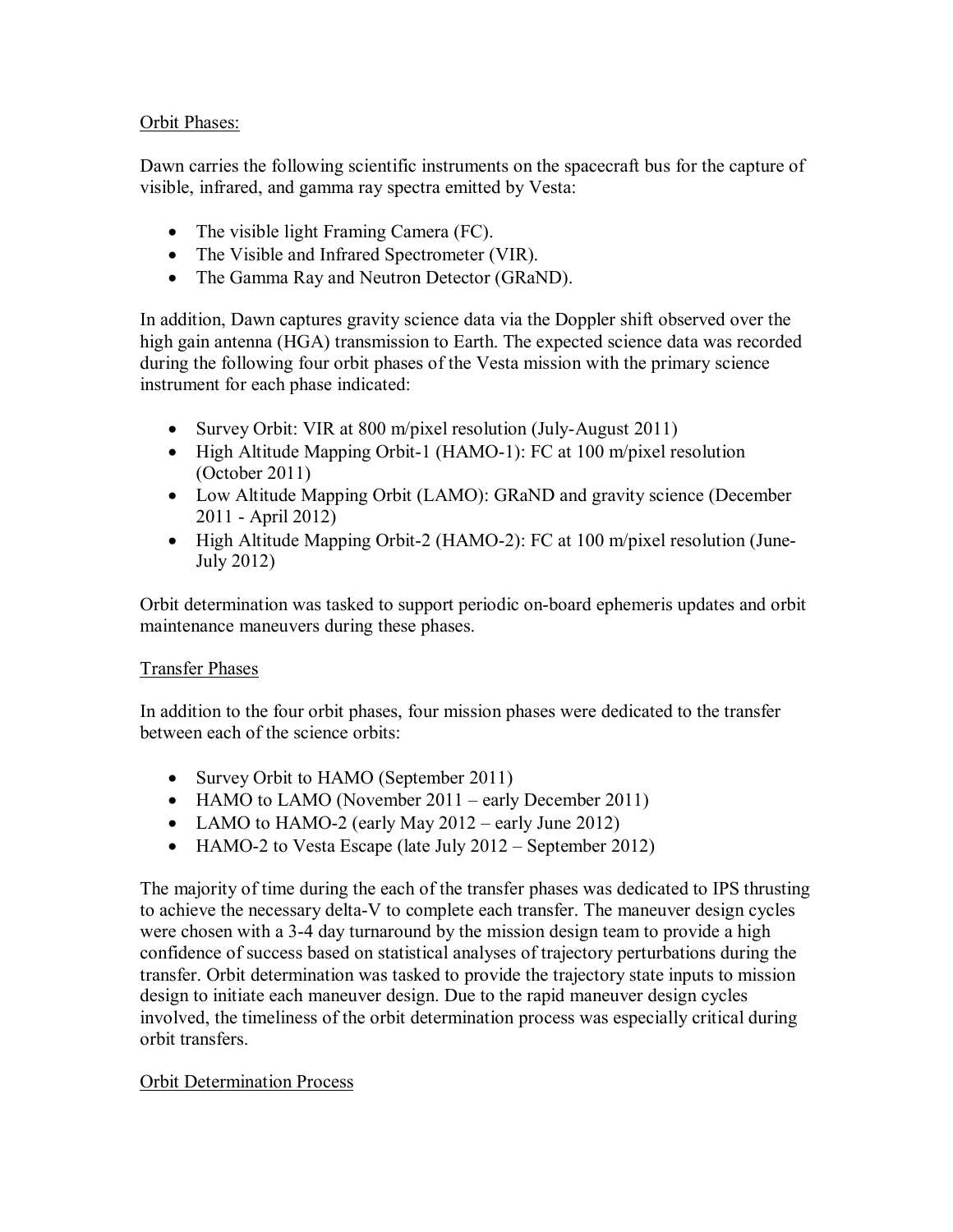## Orbit Phases:

Dawn carries the following scientific instruments on the spacecraft bus for the capture of visible, infrared, and gamma ray spectra emitted by Vesta:

- The visible light Framing Camera (FC).
- The Visible and Infrared Spectrometer (VIR).
- The Gamma Ray and Neutron Detector (GRaND).

In addition, Dawn captures gravity science data via the Doppler shift observed over the high gain antenna (HGA) transmission to Earth. The expected science data was recorded during the following four orbit phases of the Vesta mission with the primary science instrument for each phase indicated:

- Survey Orbit: VIR at 800 m/pixel resolution (July-August 2011)
- High Altitude Mapping Orbit-1 (HAMO-1): FC at 100 m/pixel resolution (October 2011)
- Low Altitude Mapping Orbit (LAMO): GRaND and gravity science (December 2011 - April 2012)
- High Altitude Mapping Orbit-2 (HAMO-2): FC at 100 m/pixel resolution (June-July 2012)

Orbit determination was tasked to support periodic on-board ephemeris updates and orbit maintenance maneuvers during these phases.

## Transfer Phases

In addition to the four orbit phases, four mission phases were dedicated to the transfer between each of the science orbits:

- Survey Orbit to HAMO (September 2011)
- HAMO to LAMO (November 2011 – early December 2011)
- LAMO to HAMO-2 (early May 2012 – early June 2012)
- HAMO-2 to Vesta Escape (late July 2012 – September 2012)

The majority of time during the each of the transfer phases was dedicated to IPS thrusting to achieve the necessary delta-V to complete each transfer. The maneuver design cycles were chosen with a 3-4 day turnaround by the mission design team to provide a high confidence of success based on statistical analyses of trajectory perturbations during the transfer. Orbit determination was tasked to provide the trajectory state inputs to mission design to initiate each maneuver design. Due to the rapid maneuver design cycles involved, the timeliness of the orbit determination process was especially critical during orbit transfers.

## Orbit Determination Process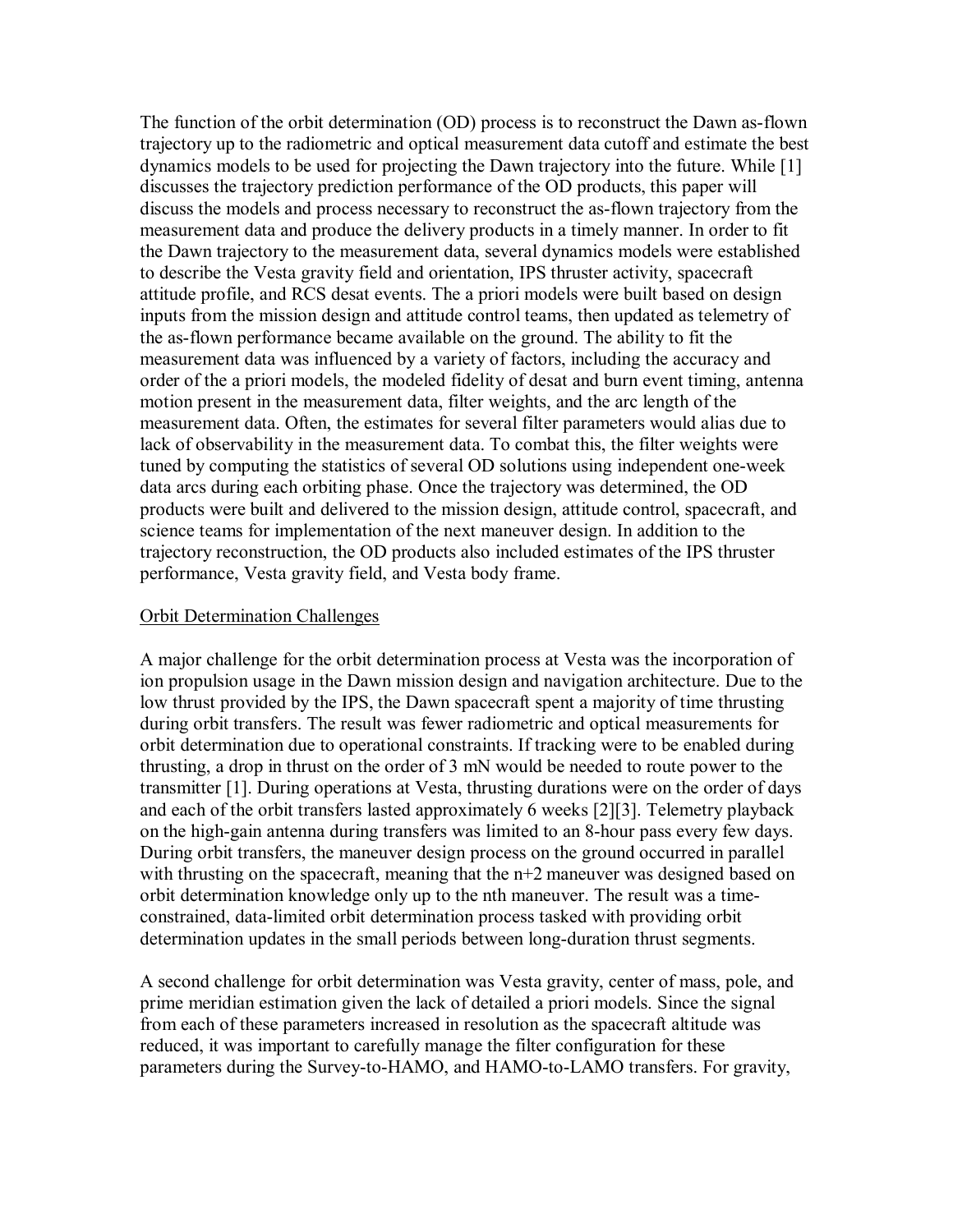The function of the orbit determination (OD) process is to reconstruct the Dawn as-flown trajectory up to the radiometric and optical measurement data cutoff and estimate the best dynamics models to be used for projecting the Dawn trajectory into the future. While [1] discusses the trajectory prediction performance of the OD products, this paper will discuss the models and process necessary to reconstruct the as-flown trajectory from the measurement data and produce the delivery products in a timely manner. In order to fit the Dawn trajectory to the measurement data, several dynamics models were established to describe the Vesta gravity field and orientation, IPS thruster activity, spacecraft attitude profile, and RCS desat events. The a priori models were built based on design inputs from the mission design and attitude control teams, then updated as telemetry of the as-flown performance became available on the ground. The ability to fit the measurement data was influenced by a variety of factors, including the accuracy and order of the a priori models, the modeled fidelity of desat and burn event timing, antenna motion present in the measurement data, filter weights, and the arc length of the measurement data. Often, the estimates for several filter parameters would alias due to lack of observability in the measurement data. To combat this, the filter weights were tuned by computing the statistics of several OD solutions using independent one-week data arcs during each orbiting phase. Once the trajectory was determined, the OD products were built and delivered to the mission design, attitude control, spacecraft, and science teams for implementation of the next maneuver design. In addition to the trajectory reconstruction, the OD products also included estimates of the IPS thruster performance, Vesta gravity field, and Vesta body frame.

## Orbit Determination Challenges

A major challenge for the orbit determination process at Vesta was the incorporation of ion propulsion usage in the Dawn mission design and navigation architecture. Due to the low thrust provided by the IPS, the Dawn spacecraft spent a majority of time thrusting during orbit transfers. The result was fewer radiometric and optical measurements for orbit determination due to operational constraints. If tracking were to be enabled during thrusting, a drop in thrust on the order of 3 mN would be needed to route power to the transmitter [1]. During operations at Vesta, thrusting durations were on the order of days and each of the orbit transfers lasted approximately 6 weeks [2][3]. Telemetry playback on the high-gain antenna during transfers was limited to an 8-hour pass every few days. During orbit transfers, the maneuver design process on the ground occurred in parallel with thrusting on the spacecraft, meaning that the n+2 maneuver was designed based on orbit determination knowledge only up to the nth maneuver. The result was a time-constrained, data-limited orbit determination process tasked with providing orbit determination updates in the small periods between long-duration thrust segments.

A second challenge for orbit determination was Vesta gravity, center of mass, pole, and prime meridian estimation given the lack of detailed a priori models. Since the signal from each of these parameters increased in resolution as the spacecraft altitude was reduced, it was important to carefully manage the filter configuration for these parameters during the Survey-to-HAMO, and HAMO-to-LAMO transfers. For gravity,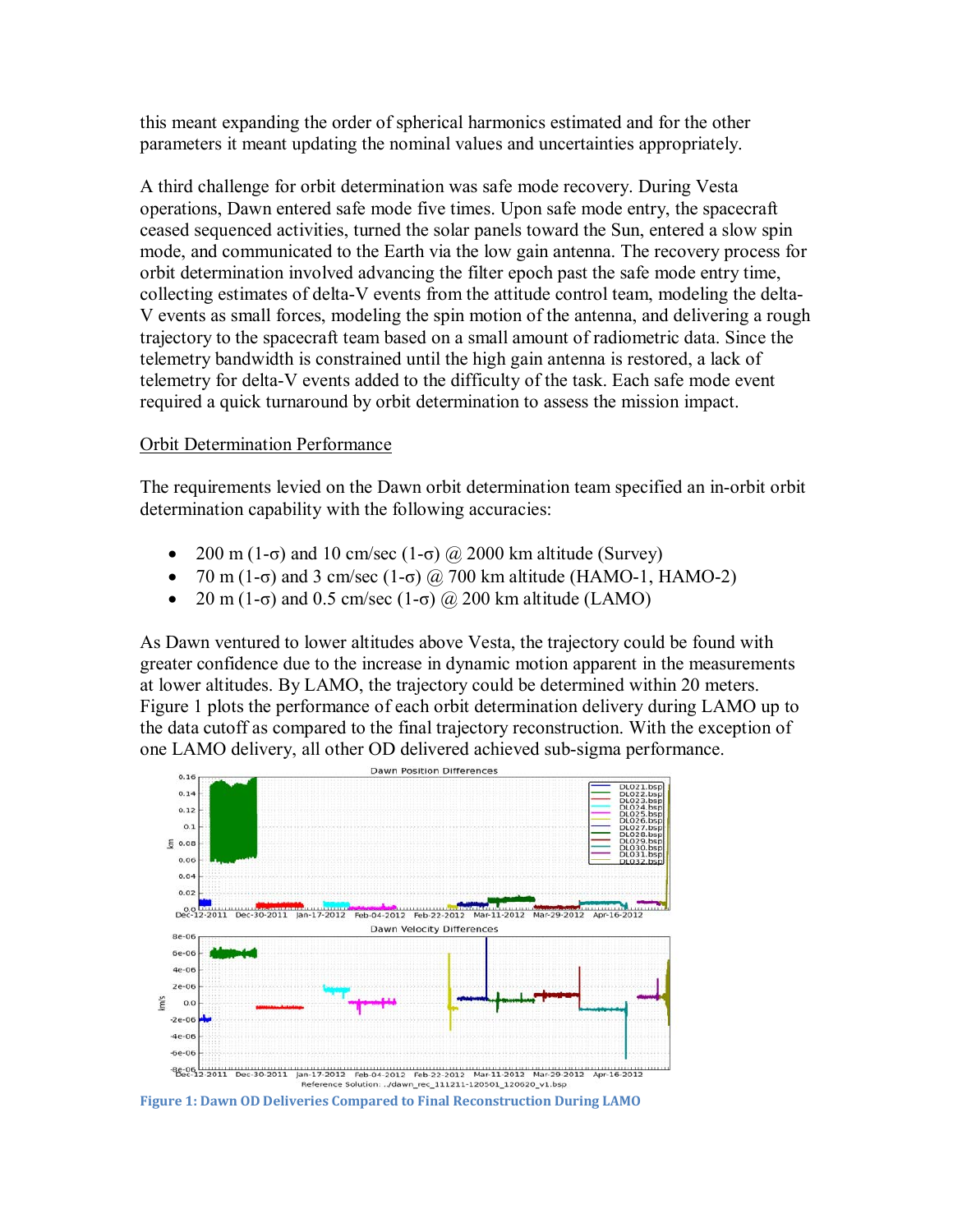this meant expanding the order of spherical harmonics estimated and for the other parameters it meant updating the nominal values and uncertainties appropriately.

A third challenge for orbit determination was safe mode recovery. During Vesta operations, Dawn entered safe mode five times. Upon safe mode entry, the spacecraft ceased sequenced activities, turned the solar panels toward the Sun, entered a slow spin mode, and communicated to the Earth via the low gain antenna. The recovery process for orbit determination involved advancing the filter epoch past the safe mode entry time, collecting estimates of delta-V events from the attitude control team, modeling the delta-V events as small forces, modeling the spin motion of the antenna, and delivering a rough trajectory to the spacecraft team based on a small amount of radiometric data. Since the telemetry bandwidth is constrained until the high gain antenna is restored, a lack of telemetry for delta-V events added to the difficulty of the task. Each safe mode event required a quick turnaround by orbit determination to assess the mission impact.

Orbit Determination Performance

The requirements levied on the Dawn orbit determination team specified an in-orbit orbit determination capability with the following accuracies:

- 200 m (1-σ) and 10 cm/sec (1-σ) @ 2000 km altitude (Survey)
- 70 m (1-σ) and 3 cm/sec (1-σ) @ 700 km altitude (HAMO-1, HAMO-2)
- 20 m (1-σ) and 0.5 cm/sec (1-σ) @ 200 km altitude (LAMO)

As Dawn ventured to lower altitudes above Vesta, the trajectory could be found with greater confidence due to the increase in dynamic motion apparent in the measurements at lower altitudes. By LAMO, the trajectory could be determined within 20 meters. Figure 1 plots the performance of each orbit determination delivery during LAMO up to the data cutoff as compared to the final trajectory reconstruction. With the exception of one LAMO delivery, all other OD delivered achieved sub-sigma performance.

Figure 1: Dawn OD Deliveries Compared to Final Reconstruction During LAMO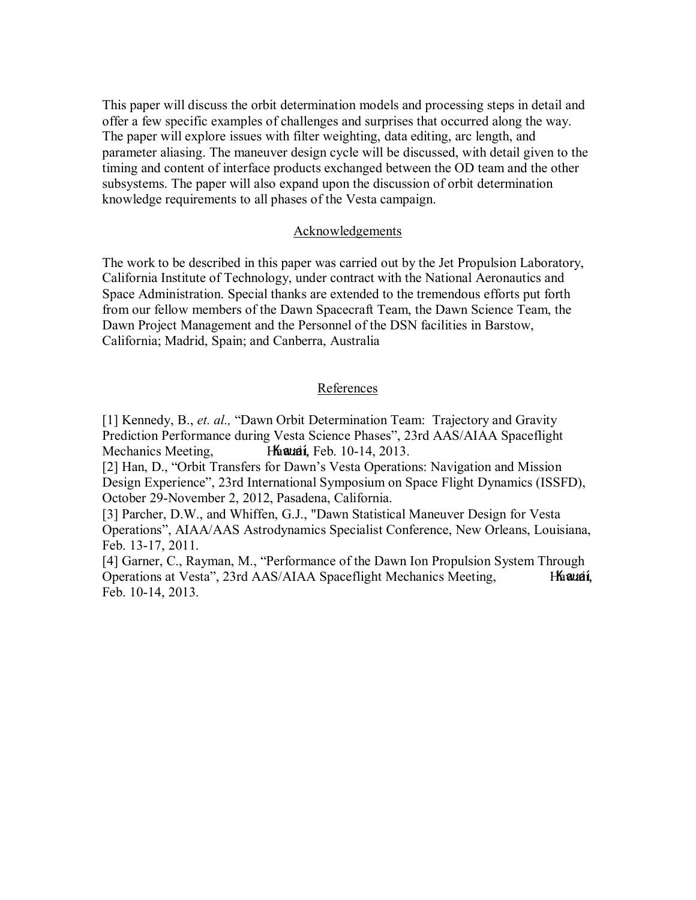This paper will discuss the orbit determination models and processing steps in detail and offer a few specific examples of challenges and surprises that occurred along the way. The paper will explore issues with filter weighting, data editing, arc length, and parameter aliasing. The maneuver design cycle will be discussed, with detail given to the timing and content of interface products exchanged between the OD team and the other subsystems. The paper will also expand upon the discussion of orbit determination knowledge requirements to all phases of the Vesta campaign.

## Acknowledgements

The work to be described in this paper was carried out by the Jet Propulsion Laboratory, California Institute of Technology, under contract with the National Aeronautics and Space Administration. Special thanks are extended to the tremendous efforts put forth from our fellow members of the Dawn Spacecraft Team, the Dawn Science Team, the Dawn Project Management and the Personnel of the DSN facilities in Barstow, California; Madrid, Spain; and Canberra, Australia

## References

[1] Kennedy, B., *et. al.,* "Dawn Orbit Determination Team: Trajectory and Gravity Prediction Performance during Vesta Science Phases", 23rd AAS/AIAA Spaceflight Mechanics Meeting, Kauai, Hawaii, Feb. 10-14, 2013.

[2] Han, D., "Orbit Transfers for Dawn's Vesta Operations: Navigation and Mission Design Experience", 23rd International Symposium on Space Flight Dynamics (ISSFD), October 29-November 2, 2012, Pasadena, California.

[3] Parcher, D.W., and Whiffen, G.J., "Dawn Statistical Maneuver Design for Vesta Operations", AIAA/AAS Astrodynamics Specialist Conference, New Orleans, Louisiana, Feb. 13-17, 2011.

[4] Garner, C., Rayman, M., "Performance of the Dawn Ion Propulsion System Through Operations at Vesta", 23rd AAS/AIAA Spaceflight Mechanics Meeting, Kauai, Hawaii, Feb. 10-14, 2013.